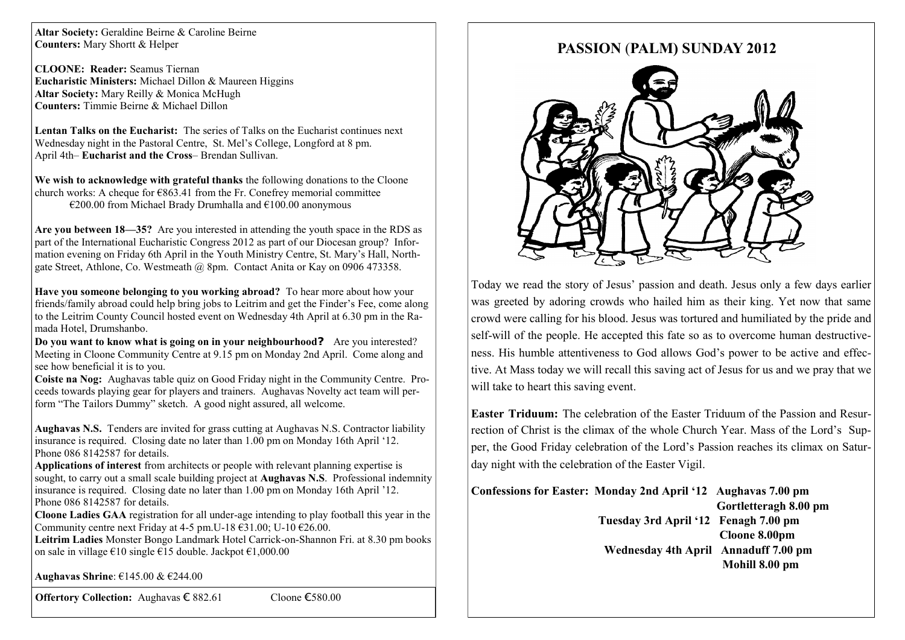**Altar Society:** Geraldine Beirne & Caroline Beirne
**Counters:** Mary Shortt & Helper

**CLOONE: Reader:** Seamus Tiernan
**Eucharistic Ministers:** Michael Dillon & Maureen Higgins
**Altar Society:** Mary Reilly & Monica McHugh
**Counters:** Timmie Beirne & Michael Dillon

**Lentan Talks on the Eucharist:** The series of Talks on the Eucharist continues next Wednesday night in the Pastoral Centre, St. Mel's College, Longford at 8 pm. April 4th– **Eucharist and the Cross**– Brendan Sullivan.

**We wish to acknowledge with grateful thanks** the following donations to the Cloone church works: A cheque for €863.41 from the Fr. Conefrey memorial committee €200.00 from Michael Brady Drumhalla and €100.00 anonymous

**Are you between 18—35?** Are you interested in attending the youth space in the RDS as part of the International Eucharistic Congress 2012 as part of our Diocesan group? Information evening on Friday 6th April in the Youth Ministry Centre, St. Mary's Hall, Northgate Street, Athlone, Co. Westmeath @ 8pm. Contact Anita or Kay on 0906 473358.

**Have you someone belonging to you working abroad?** To hear more about how your friends/family abroad could help bring jobs to Leitrim and get the Finder's Fee, come along to the Leitrim County Council hosted event on Wednesday 4th April at 6.30 pm in the Ramada Hotel, Drumshanbo.

**Do you want to know what is going on in your neighbourhood?** Are you interested? Meeting in Cloone Community Centre at 9.15 pm on Monday 2nd April. Come along and see how beneficial it is to you.

**Coiste na Nog:** Aughavas table quiz on Good Friday night in the Community Centre. Proceeds towards playing gear for players and trainers. Aughavas Novelty act team will perform "The Tailors Dummy" sketch. A good night assured, all welcome.

**Aughavas N.S.** Tenders are invited for grass cutting at Aughavas N.S. Contractor liability insurance is required. Closing date no later than 1.00 pm on Monday 16th April '12. Phone 086 8142587 for details.

**Applications of interest** from architects or people with relevant planning expertise is sought, to carry out a small scale building project at **Aughavas N.S**. Professional indemnity insurance is required. Closing date no later than 1.00 pm on Monday 16th April '12. Phone 086 8142587 for details.

**Cloone Ladies GAA** registration for all under-age intending to play football this year in the Community centre next Friday at 4-5 pm.U-18 €31.00; U-10 €26.00.

**Leitrim Ladies** Monster Bongo Landmark Hotel Carrick-on-Shannon Fri. at 8.30 pm books on sale in village €10 single €15 double. Jackpot €1,000.00

**Aughavas Shrine**: €145.00 & €244.00

**Offertory Collection:** Aughavas € 882.61 Cloone €580.00

# PASSION (PALM) SUNDAY 2012

Today we read the story of Jesus' passion and death. Jesus only a few days earlier was greeted by adoring crowds who hailed him as their king. Yet now that same crowd were calling for his blood. Jesus was tortured and humiliated by the pride and self-will of the people. He accepted this fate so as to overcome human destructiveness. His humble attentiveness to God allows God's power to be active and effective. At Mass today we will recall this saving act of Jesus for us and we pray that we will take to heart this saving event.

**Easter Triduum:** The celebration of the Easter Triduum of the Passion and Resurrection of Christ is the climax of the whole Church Year. Mass of the Lord's Supper, the Good Friday celebration of the Lord's Passion reaches its climax on Saturday night with the celebration of the Easter Vigil.

**Confessions for Easter:**

| | |
|---|---|
| **Monday 2nd April '12** | **Aughavas 7.00 pm** |
| | **Gortletteragh 8.00 pm** |
| **Tuesday 3rd April '12** | **Fenagh 7.00 pm** |
| | **Cloone 8.00pm** |
| **Wednesday 4th April** | **Annaduff 7.00 pm** |
| | **Mohill 8.00 pm** |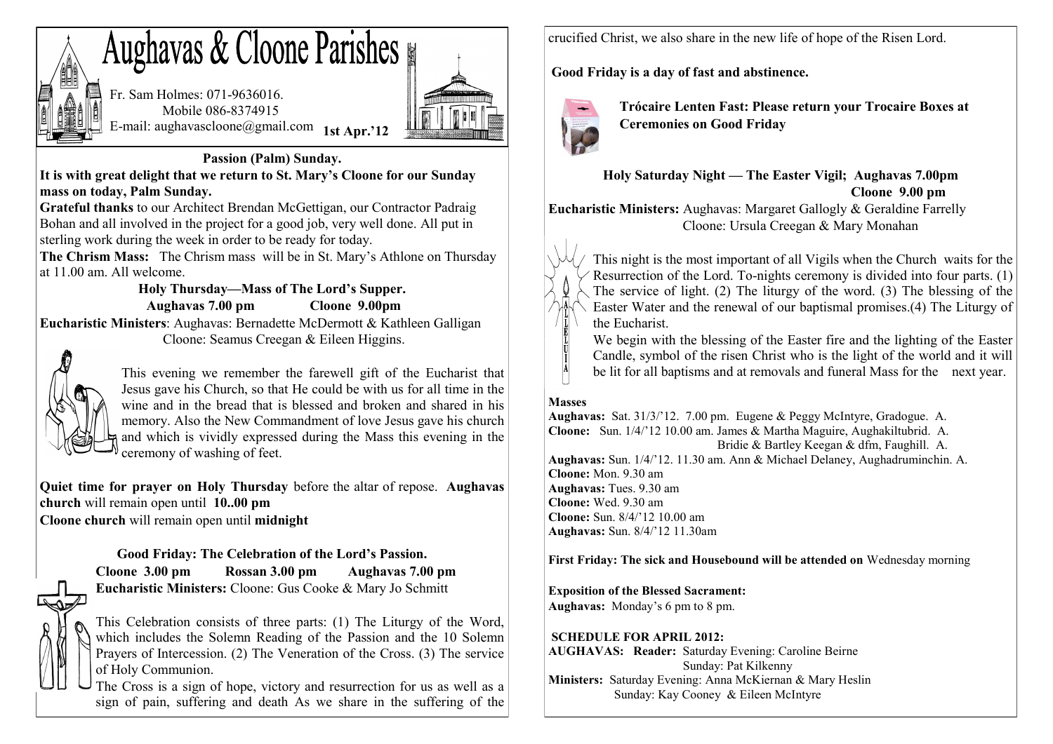# Aughavas & Cloone Parishes

Fr. Sam Holmes: 071-9636016.
Mobile 086-8374915
E-mail: aughavascloone@gmail.com **1st Apr.'12**

**Passion (Palm) Sunday.**

**It is with great delight that we return to St. Mary's Cloone for our Sunday mass on today, Palm Sunday.**

**Grateful thanks** to our Architect Brendan McGettigan, our Contractor Padraig Bohan and all involved in the project for a good job, very well done. All put in sterling work during the week in order to be ready for today.

**The Chrism Mass:** The Chrism mass will be in St. Mary's Athlone on Thursday at 11.00 am. All welcome.

**Holy Thursday—Mass of The Lord's Supper.**
**Aughavas 7.00 pm Cloone 9.00pm**

**Eucharistic Ministers**: Aughavas: Bernadette McDermott & Kathleen Galligan
Cloone: Seamus Creegan & Eileen Higgins.

This evening we remember the farewell gift of the Eucharist that Jesus gave his Church, so that He could be with us for all time in the wine and in the bread that is blessed and broken and shared in his memory. Also the New Commandment of love Jesus gave his church and which is vividly expressed during the Mass this evening in the ceremony of washing of feet.

**Quiet time for prayer on Holy Thursday** before the altar of repose. **Aughavas church** will remain open until **10..00 pm**
**Cloone church** will remain open until **midnight**

**Good Friday: The Celebration of the Lord's Passion.**
**Cloone 3.00 pm Rossan 3.00 pm Aughavas 7.00 pm**
**Eucharistic Ministers:** Cloone: Gus Cooke & Mary Jo Schmitt

This Celebration consists of three parts: (1) The Liturgy of the Word, which includes the Solemn Reading of the Passion and the 10 Solemn Prayers of Intercession. (2) The Veneration of the Cross. (3) The service of Holy Communion.

The Cross is a sign of hope, victory and resurrection for us as well as a sign of pain, suffering and death As we share in the suffering of the crucified Christ, we also share in the new life of hope of the Risen Lord.

**Good Friday is a day of fast and abstinence.**

**Trócaire Lenten Fast: Please return your Trocaire Boxes at Ceremonies on Good Friday**

**Holy Saturday Night — The Easter Vigil; Aughavas 7.00pm**
**Cloone 9.00 pm**

**Eucharistic Ministers:** Aughavas: Margaret Gallogly & Geraldine Farrelly
Cloone: Ursula Creegan & Mary Monahan

This night is the most important of all Vigils when the Church waits for the Resurrection of the Lord. To-nights ceremony is divided into four parts. (1) The service of light. (2) The liturgy of the word. (3) The blessing of the Easter Water and the renewal of our baptismal promises.(4) The Liturgy of the Eucharist.

We begin with the blessing of the Easter fire and the lighting of the Easter Candle, symbol of the risen Christ who is the light of the world and it will be lit for all baptisms and at removals and funeral Mass for the next year.

**Masses**

**Aughavas:** Sat. 31/3/'12. 7.00 pm. Eugene & Peggy McIntyre, Gradogue. A.
**Cloone:** Sun. 1/4/'12 10.00 am. James & Martha Maguire, Aughakiltubrid. A.
Bridie & Bartley Keegan & dfm, Faughill. A.
**Aughavas:** Sun. 1/4/'12. 11.30 am. Ann & Michael Delaney, Aughadruminchin. A.
**Cloone:** Mon. 9.30 am
**Aughavas:** Tues. 9.30 am
**Cloone:** Wed. 9.30 am
**Cloone:** Sun. 8/4/'12 10.00 am
**Aughavas:** Sun. 8/4/'12 11.30am

**First Friday: The sick and Housebound will be attended on** Wednesday morning

**Exposition of the Blessed Sacrament:**
**Aughavas:** Monday's 6 pm to 8 pm.

**SCHEDULE FOR APRIL 2012:**
**AUGHAVAS: Reader:** Saturday Evening: Caroline Beirne
Sunday: Pat Kilkenny
**Ministers:** Saturday Evening: Anna McKiernan & Mary Heslin
Sunday: Kay Cooney & Eileen McIntyre